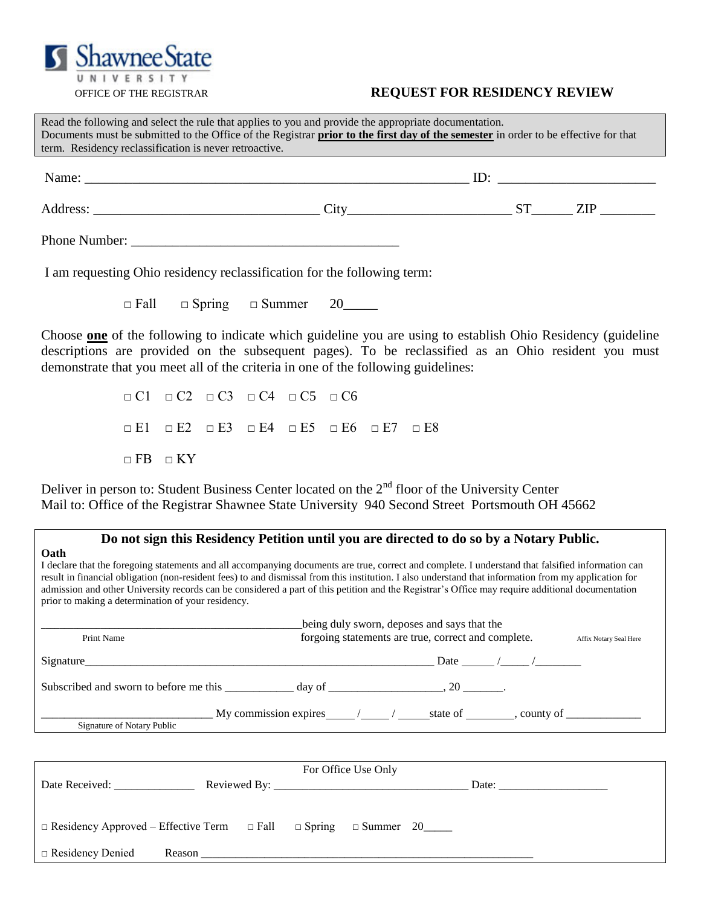Shawnee State University

OFFICE OF THE REGISTRAR

# REQUEST FOR RESIDENCY REVIEW

Read the following and select the rule that applies to you and provide the appropriate documentation.
Documents must be submitted to the Office of the Registrar **prior to the first day of the semester** in order to be effective for that term. Residency reclassification is never retroactive.

Name: ___________________________________________________________ ID: ________________________

Address: _________________________________ City________________________ ST______ ZIP ________

Phone Number: ________________________________________

I am requesting Ohio residency reclassification for the following term:

□ Fall □ Spring □ Summer 20_____

Choose **one** of the following to indicate which guideline you are using to establish Ohio Residency (guideline descriptions are provided on the subsequent pages). To be reclassified as an Ohio resident you must demonstrate that you meet all of the criteria in one of the following guidelines:

□ C1 □ C2 □ C3 □ C4 □ C5 □ C6

□ E1 □ E2 □ E3 □ E4 □ E5 □ E6 □ E7 □ E8

□ FB □ KY

Deliver in person to: Student Business Center located on the 2nd floor of the University Center
Mail to: Office of the Registrar Shawnee State University 940 Second Street Portsmouth OH 45662

**Do not sign this Residency Petition until you are directed to do so by a Notary Public.**

**Oath**

I declare that the foregoing statements and all accompanying documents are true, correct and complete. I understand that falsified information can result in financial obligation (non-resident fees) to and dismissal from this institution. I also understand that information from my application for admission and other University records can be considered a part of this petition and the Registrar's Office may require additional documentation prior to making a determination of your residency.

_____________________________________________ being duly sworn, deposes and says that the forgoing statements are true, correct and complete.
Print Name

Affix Notary Seal Here

Signature_______________________________________________________________ Date ______ /_____ /________

Subscribed and sworn to before me this ____________ day of ____________________, 20 _______.

_____________________________ My commission expires_____ /_____ / _____state of ________, county of _____________
Signature of Notary Public

For Office Use Only

Date Received: ______________ Reviewed By: __________________________________ Date: ___________________

□ Residency Approved – Effective Term □ Fall □ Spring □ Summer 20_____

□ Residency Denied Reason ___________________________________________________________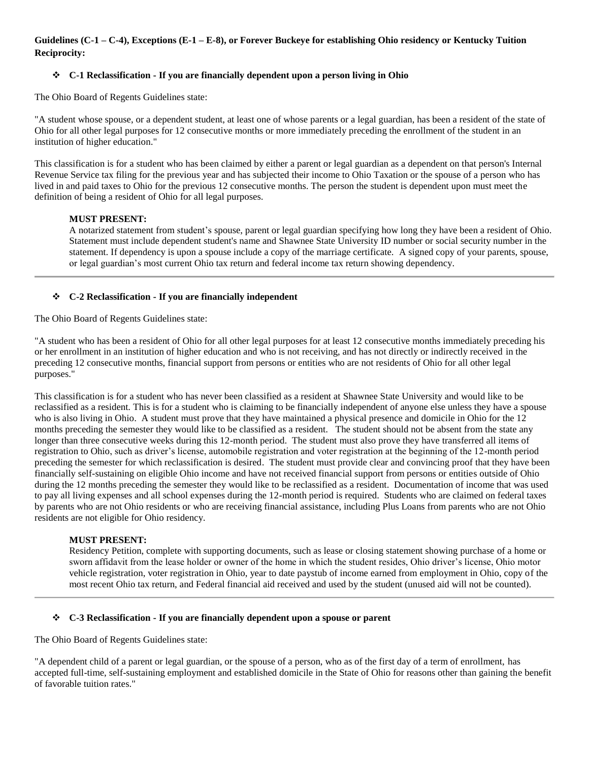**Guidelines (C-1 – C-4), Exceptions (E-1 – E-8), or Forever Buckeye for establishing Ohio residency or Kentucky Tuition Reciprocity:**

- **C-1 Reclassification - If you are financially dependent upon a person living in Ohio**

The Ohio Board of Regents Guidelines state:

"A student whose spouse, or a dependent student, at least one of whose parents or a legal guardian, has been a resident of the state of Ohio for all other legal purposes for 12 consecutive months or more immediately preceding the enrollment of the student in an institution of higher education."

This classification is for a student who has been claimed by either a parent or legal guardian as a dependent on that person's Internal Revenue Service tax filing for the previous year and has subjected their income to Ohio Taxation or the spouse of a person who has lived in and paid taxes to Ohio for the previous 12 consecutive months. The person the student is dependent upon must meet the definition of being a resident of Ohio for all legal purposes.

> **MUST PRESENT:**
> A notarized statement from student's spouse, parent or legal guardian specifying how long they have been a resident of Ohio. Statement must include dependent student's name and Shawnee State University ID number or social security number in the statement. If dependency is upon a spouse include a copy of the marriage certificate. A signed copy of your parents, spouse, or legal guardian's most current Ohio tax return and federal income tax return showing dependency.

---

- **C-2 Reclassification - If you are financially independent**

The Ohio Board of Regents Guidelines state:

"A student who has been a resident of Ohio for all other legal purposes for at least 12 consecutive months immediately preceding his or her enrollment in an institution of higher education and who is not receiving, and has not directly or indirectly received in the preceding 12 consecutive months, financial support from persons or entities who are not residents of Ohio for all other legal purposes."

This classification is for a student who has never been classified as a resident at Shawnee State University and would like to be reclassified as a resident. This is for a student who is claiming to be financially independent of anyone else unless they have a spouse who is also living in Ohio. A student must prove that they have maintained a physical presence and domicile in Ohio for the 12 months preceding the semester they would like to be classified as a resident. The student should not be absent from the state any longer than three consecutive weeks during this 12-month period. The student must also prove they have transferred all items of registration to Ohio, such as driver's license, automobile registration and voter registration at the beginning of the 12-month period preceding the semester for which reclassification is desired. The student must provide clear and convincing proof that they have been financially self-sustaining on eligible Ohio income and have not received financial support from persons or entities outside of Ohio during the 12 months preceding the semester they would like to be reclassified as a resident. Documentation of income that was used to pay all living expenses and all school expenses during the 12-month period is required. Students who are claimed on federal taxes by parents who are not Ohio residents or who are receiving financial assistance, including Plus Loans from parents who are not Ohio residents are not eligible for Ohio residency.

> **MUST PRESENT:**
> Residency Petition, complete with supporting documents, such as lease or closing statement showing purchase of a home or sworn affidavit from the lease holder or owner of the home in which the student resides, Ohio driver's license, Ohio motor vehicle registration, voter registration in Ohio, year to date paystub of income earned from employment in Ohio, copy of the most recent Ohio tax return, and Federal financial aid received and used by the student (unused aid will not be counted).

---

- **C-3 Reclassification - If you are financially dependent upon a spouse or parent**

The Ohio Board of Regents Guidelines state:

"A dependent child of a parent or legal guardian, or the spouse of a person, who as of the first day of a term of enrollment, has accepted full-time, self-sustaining employment and established domicile in the State of Ohio for reasons other than gaining the benefit of favorable tuition rates."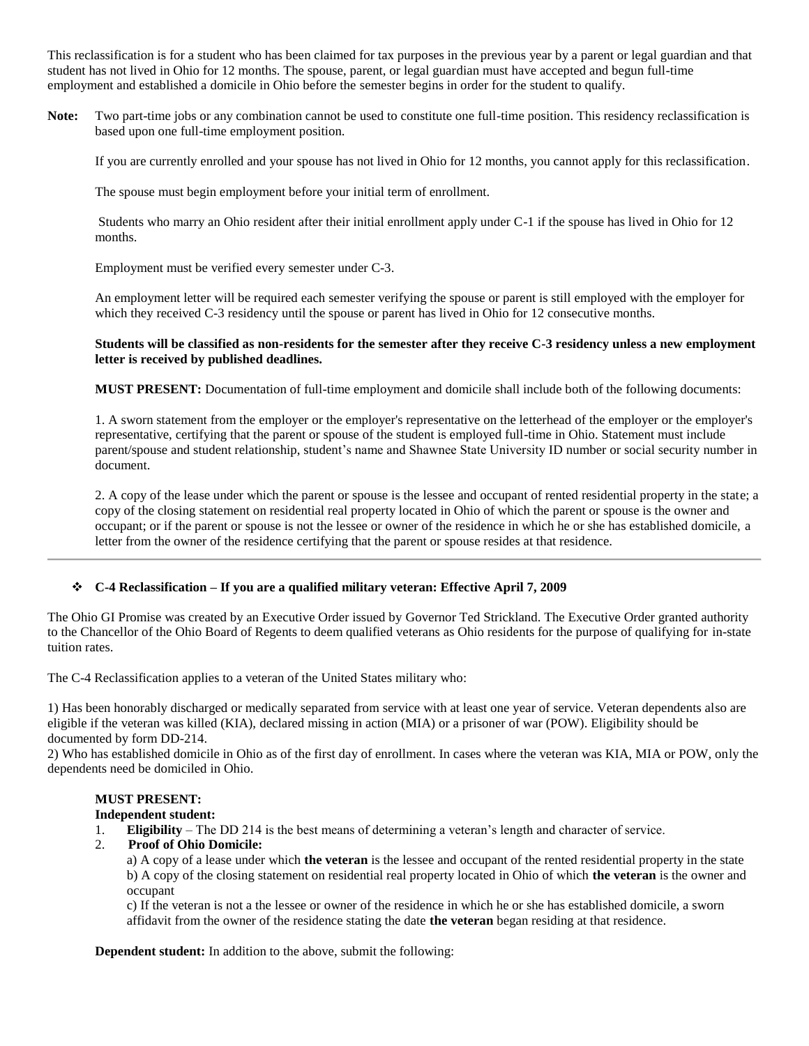This reclassification is for a student who has been claimed for tax purposes in the previous year by a parent or legal guardian and that student has not lived in Ohio for 12 months. The spouse, parent, or legal guardian must have accepted and begun full-time employment and established a domicile in Ohio before the semester begins in order for the student to qualify.

**Note:** Two part-time jobs or any combination cannot be used to constitute one full-time position. This residency reclassification is based upon one full-time employment position.

If you are currently enrolled and your spouse has not lived in Ohio for 12 months, you cannot apply for this reclassification.

The spouse must begin employment before your initial term of enrollment.

Students who marry an Ohio resident after their initial enrollment apply under C-1 if the spouse has lived in Ohio for 12 months.

Employment must be verified every semester under C-3.

An employment letter will be required each semester verifying the spouse or parent is still employed with the employer for which they received C-3 residency until the spouse or parent has lived in Ohio for 12 consecutive months.

**Students will be classified as non-residents for the semester after they receive C-3 residency unless a new employment letter is received by published deadlines.**

**MUST PRESENT:** Documentation of full-time employment and domicile shall include both of the following documents:

1. A sworn statement from the employer or the employer's representative on the letterhead of the employer or the employer's representative, certifying that the parent or spouse of the student is employed full-time in Ohio. Statement must include parent/spouse and student relationship, student's name and Shawnee State University ID number or social security number in document.

2. A copy of the lease under which the parent or spouse is the lessee and occupant of rented residential property in the state; a copy of the closing statement on residential real property located in Ohio of which the parent or spouse is the owner and occupant; or if the parent or spouse is not the lessee or owner of the residence in which he or she has established domicile, a letter from the owner of the residence certifying that the parent or spouse resides at that residence.

---

- **C-4 Reclassification – If you are a qualified military veteran: Effective April 7, 2009**

The Ohio GI Promise was created by an Executive Order issued by Governor Ted Strickland. The Executive Order granted authority to the Chancellor of the Ohio Board of Regents to deem qualified veterans as Ohio residents for the purpose of qualifying for in-state tuition rates.

The C-4 Reclassification applies to a veteran of the United States military who:

1) Has been honorably discharged or medically separated from service with at least one year of service. Veteran dependents also are eligible if the veteran was killed (KIA), declared missing in action (MIA) or a prisoner of war (POW). Eligibility should be documented by form DD-214.
2) Who has established domicile in Ohio as of the first day of enrollment. In cases where the veteran was KIA, MIA or POW, only the dependents need be domiciled in Ohio.

**MUST PRESENT:**
**Independent student:**

1. **Eligibility** – The DD 214 is the best means of determining a veteran's length and character of service.
2. **Proof of Ohio Domicile:**
   a) A copy of a lease under which **the veteran** is the lessee and occupant of the rented residential property in the state
   b) A copy of the closing statement on residential real property located in Ohio of which **the veteran** is the owner and occupant
   c) If the veteran is not a the lessee or owner of the residence in which he or she has established domicile, a sworn affidavit from the owner of the residence stating the date **the veteran** began residing at that residence.

**Dependent student:** In addition to the above, submit the following: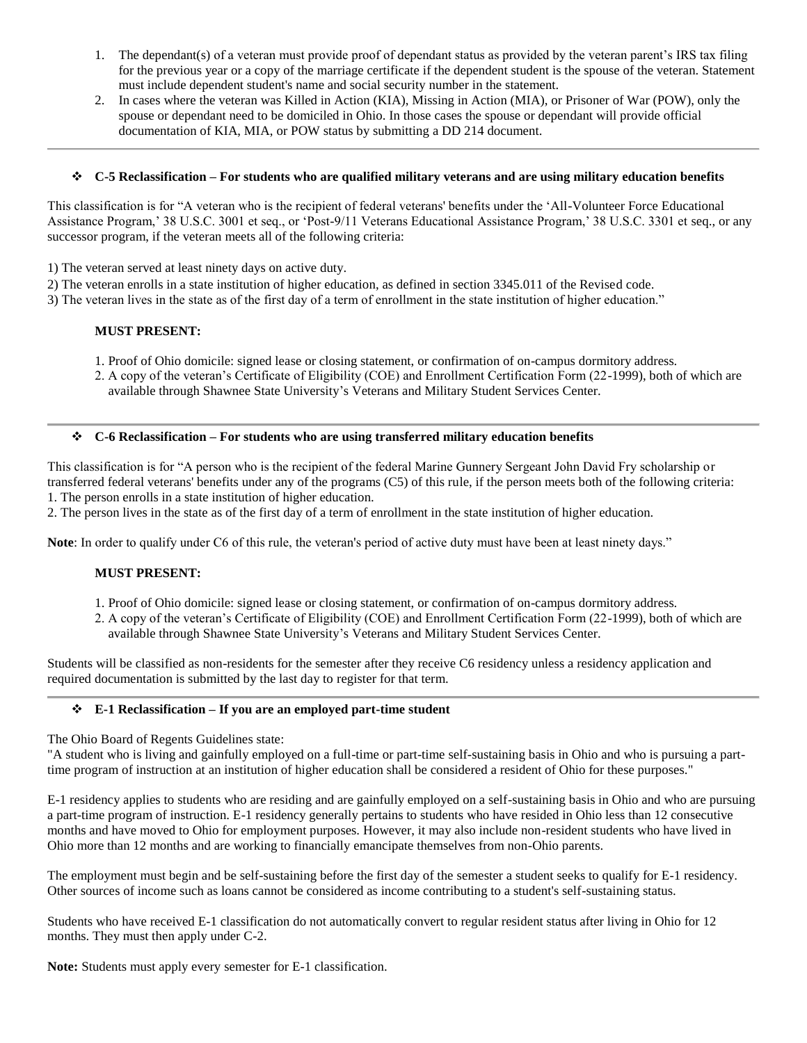1. The dependant(s) of a veteran must provide proof of dependant status as provided by the veteran parent's IRS tax filing for the previous year or a copy of the marriage certificate if the dependent student is the spouse of the veteran. Statement must include dependent student's name and social security number in the statement.
2. In cases where the veteran was Killed in Action (KIA), Missing in Action (MIA), or Prisoner of War (POW), only the spouse or dependant need to be domiciled in Ohio. In those cases the spouse or dependant will provide official documentation of KIA, MIA, or POW status by submitting a DD 214 document.

---

### ❖ C-5 Reclassification – For students who are qualified military veterans and are using military education benefits

This classification is for "A veteran who is the recipient of federal veterans' benefits under the 'All-Volunteer Force Educational Assistance Program,' 38 U.S.C. 3001 et seq., or 'Post-9/11 Veterans Educational Assistance Program,' 38 U.S.C. 3301 et seq., or any successor program, if the veteran meets all of the following criteria:

1) The veteran served at least ninety days on active duty.
2) The veteran enrolls in a state institution of higher education, as defined in section 3345.011 of the Revised code.
3) The veteran lives in the state as of the first day of a term of enrollment in the state institution of higher education."

**MUST PRESENT:**

1. Proof of Ohio domicile: signed lease or closing statement, or confirmation of on-campus dormitory address.
2. A copy of the veteran's Certificate of Eligibility (COE) and Enrollment Certification Form (22-1999), both of which are available through Shawnee State University's Veterans and Military Student Services Center.

---

### ❖ C-6 Reclassification – For students who are using transferred military education benefits

This classification is for "A person who is the recipient of the federal Marine Gunnery Sergeant John David Fry scholarship or transferred federal veterans' benefits under any of the programs (C5) of this rule, if the person meets both of the following criteria:
1. The person enrolls in a state institution of higher education.
2. The person lives in the state as of the first day of a term of enrollment in the state institution of higher education.

**Note**: In order to qualify under C6 of this rule, the veteran's period of active duty must have been at least ninety days."

**MUST PRESENT:**

1. Proof of Ohio domicile: signed lease or closing statement, or confirmation of on-campus dormitory address.
2. A copy of the veteran's Certificate of Eligibility (COE) and Enrollment Certification Form (22-1999), both of which are available through Shawnee State University's Veterans and Military Student Services Center.

Students will be classified as non-residents for the semester after they receive C6 residency unless a residency application and required documentation is submitted by the last day to register for that term.

---

### ❖ E-1 Reclassification – If you are an employed part-time student

The Ohio Board of Regents Guidelines state:
"A student who is living and gainfully employed on a full-time or part-time self-sustaining basis in Ohio and who is pursuing a part-time program of instruction at an institution of higher education shall be considered a resident of Ohio for these purposes."

E-1 residency applies to students who are residing and are gainfully employed on a self-sustaining basis in Ohio and who are pursuing a part-time program of instruction. E-1 residency generally pertains to students who have resided in Ohio less than 12 consecutive months and have moved to Ohio for employment purposes. However, it may also include non-resident students who have lived in Ohio more than 12 months and are working to financially emancipate themselves from non-Ohio parents.

The employment must begin and be self-sustaining before the first day of the semester a student seeks to qualify for E-1 residency. Other sources of income such as loans cannot be considered as income contributing to a student's self-sustaining status.

Students who have received E-1 classification do not automatically convert to regular resident status after living in Ohio for 12 months. They must then apply under C-2.

**Note:** Students must apply every semester for E-1 classification.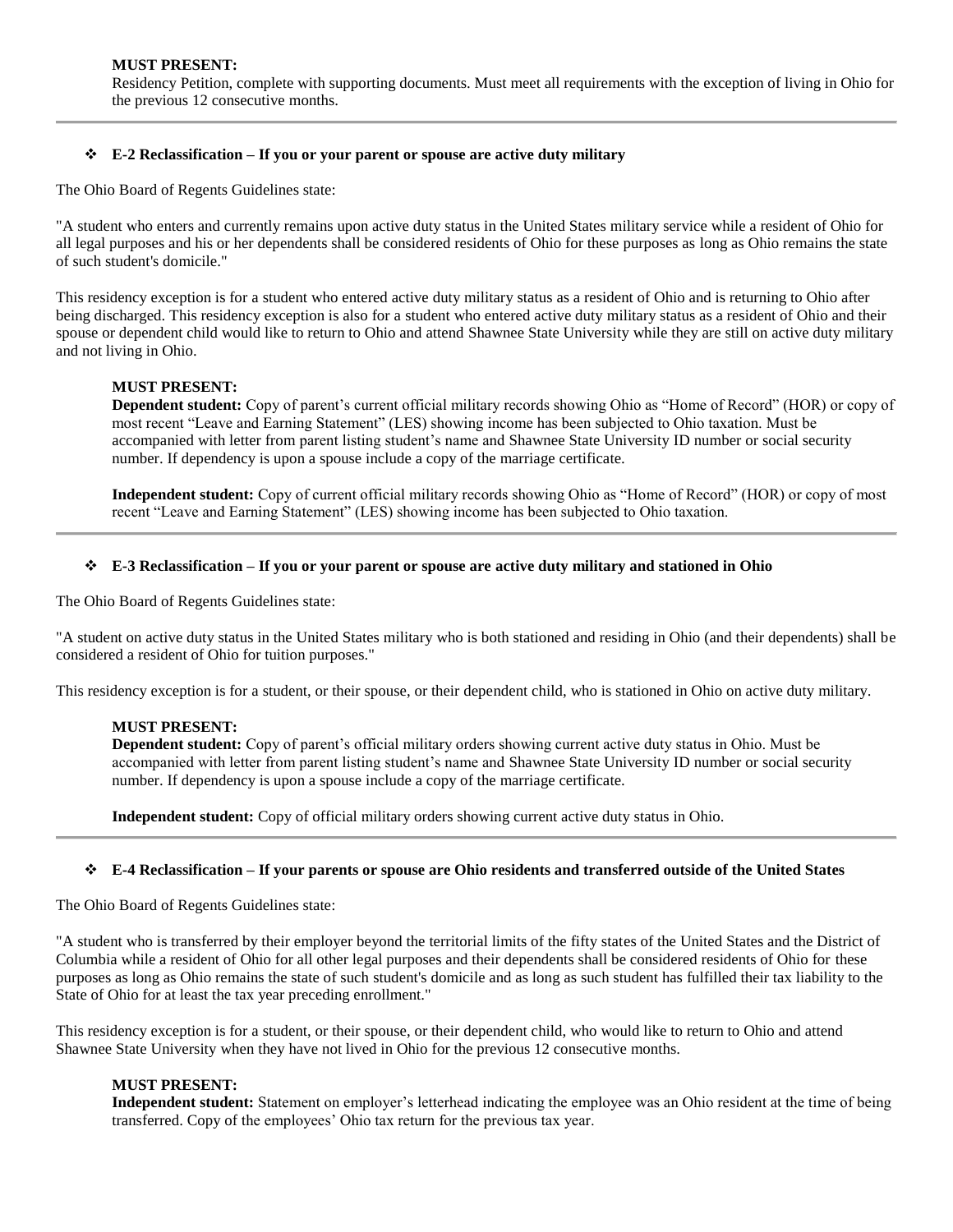**MUST PRESENT:**

Residency Petition, complete with supporting documents. Must meet all requirements with the exception of living in Ohio for the previous 12 consecutive months.

---

### ❖ E-2 Reclassification – If you or your parent or spouse are active duty military

The Ohio Board of Regents Guidelines state:

"A student who enters and currently remains upon active duty status in the United States military service while a resident of Ohio for all legal purposes and his or her dependents shall be considered residents of Ohio for these purposes as long as Ohio remains the state of such student's domicile."

This residency exception is for a student who entered active duty military status as a resident of Ohio and is returning to Ohio after being discharged. This residency exception is also for a student who entered active duty military status as a resident of Ohio and their spouse or dependent child would like to return to Ohio and attend Shawnee State University while they are still on active duty military and not living in Ohio.

**MUST PRESENT:**

**Dependent student:** Copy of parent's current official military records showing Ohio as "Home of Record" (HOR) or copy of most recent "Leave and Earning Statement" (LES) showing income has been subjected to Ohio taxation. Must be accompanied with letter from parent listing student's name and Shawnee State University ID number or social security number. If dependency is upon a spouse include a copy of the marriage certificate.

**Independent student:** Copy of current official military records showing Ohio as "Home of Record" (HOR) or copy of most recent "Leave and Earning Statement" (LES) showing income has been subjected to Ohio taxation.

---

### ❖ E-3 Reclassification – If you or your parent or spouse are active duty military and stationed in Ohio

The Ohio Board of Regents Guidelines state:

"A student on active duty status in the United States military who is both stationed and residing in Ohio (and their dependents) shall be considered a resident of Ohio for tuition purposes."

This residency exception is for a student, or their spouse, or their dependent child, who is stationed in Ohio on active duty military.

**MUST PRESENT:**

**Dependent student:** Copy of parent's official military orders showing current active duty status in Ohio. Must be accompanied with letter from parent listing student's name and Shawnee State University ID number or social security number. If dependency is upon a spouse include a copy of the marriage certificate.

**Independent student:** Copy of official military orders showing current active duty status in Ohio.

---

### ❖ E-4 Reclassification – If your parents or spouse are Ohio residents and transferred outside of the United States

The Ohio Board of Regents Guidelines state:

"A student who is transferred by their employer beyond the territorial limits of the fifty states of the United States and the District of Columbia while a resident of Ohio for all other legal purposes and their dependents shall be considered residents of Ohio for these purposes as long as Ohio remains the state of such student's domicile and as long as such student has fulfilled their tax liability to the State of Ohio for at least the tax year preceding enrollment."

This residency exception is for a student, or their spouse, or their dependent child, who would like to return to Ohio and attend Shawnee State University when they have not lived in Ohio for the previous 12 consecutive months.

**MUST PRESENT:**

**Independent student:** Statement on employer's letterhead indicating the employee was an Ohio resident at the time of being transferred. Copy of the employees' Ohio tax return for the previous tax year.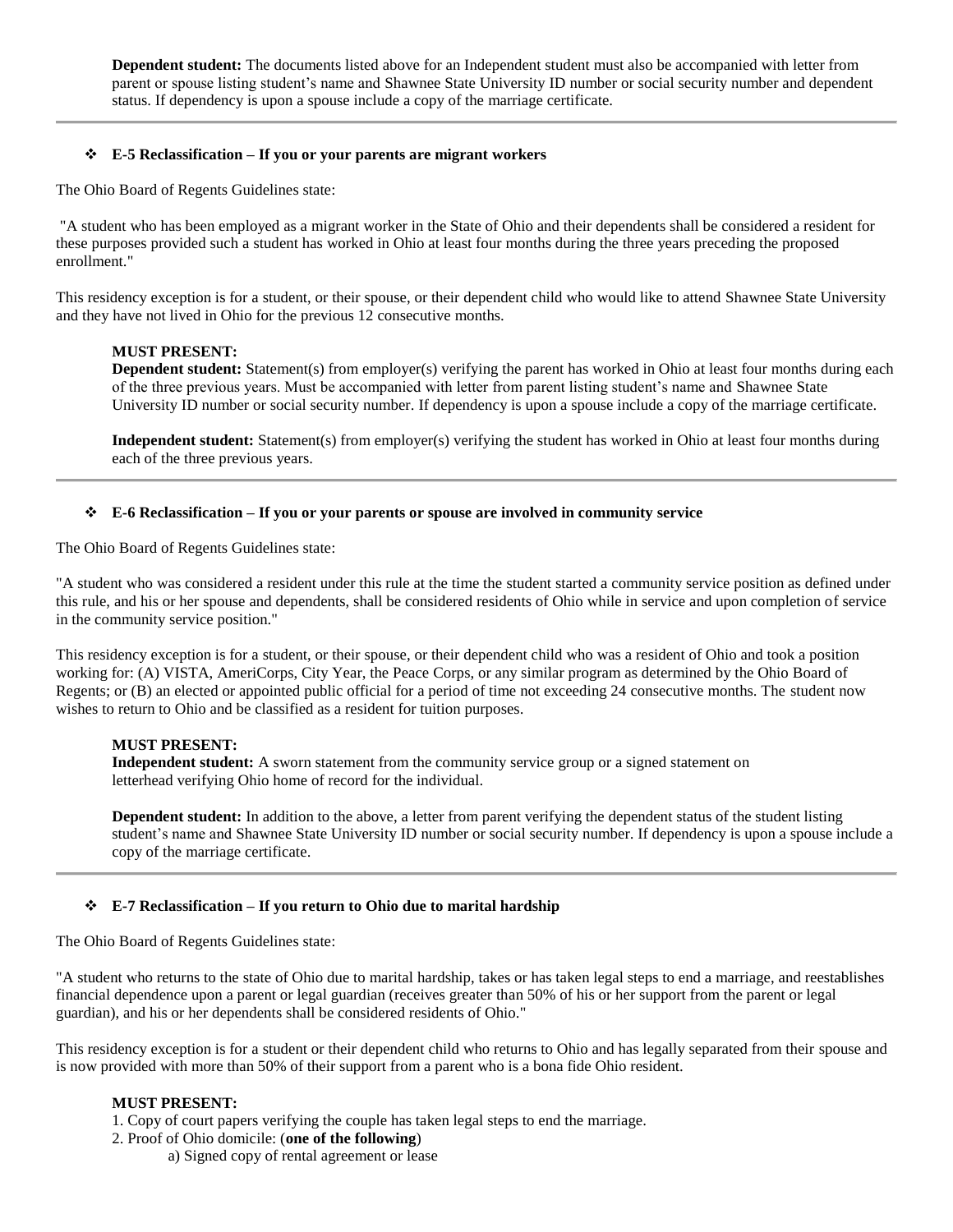**Dependent student:** The documents listed above for an Independent student must also be accompanied with letter from parent or spouse listing student's name and Shawnee State University ID number or social security number and dependent status. If dependency is upon a spouse include a copy of the marriage certificate.

---

### ❖ E-5 Reclassification – If you or your parents are migrant workers

The Ohio Board of Regents Guidelines state:

"A student who has been employed as a migrant worker in the State of Ohio and their dependents shall be considered a resident for these purposes provided such a student has worked in Ohio at least four months during the three years preceding the proposed enrollment."

This residency exception is for a student, or their spouse, or their dependent child who would like to attend Shawnee State University and they have not lived in Ohio for the previous 12 consecutive months.

**MUST PRESENT:**
**Dependent student:** Statement(s) from employer(s) verifying the parent has worked in Ohio at least four months during each of the three previous years. Must be accompanied with letter from parent listing student's name and Shawnee State University ID number or social security number. If dependency is upon a spouse include a copy of the marriage certificate.

**Independent student:** Statement(s) from employer(s) verifying the student has worked in Ohio at least four months during each of the three previous years.

---

### ❖ E-6 Reclassification – If you or your parents or spouse are involved in community service

The Ohio Board of Regents Guidelines state:

"A student who was considered a resident under this rule at the time the student started a community service position as defined under this rule, and his or her spouse and dependents, shall be considered residents of Ohio while in service and upon completion of service in the community service position."

This residency exception is for a student, or their spouse, or their dependent child who was a resident of Ohio and took a position working for: (A) VISTA, AmeriCorps, City Year, the Peace Corps, or any similar program as determined by the Ohio Board of Regents; or (B) an elected or appointed public official for a period of time not exceeding 24 consecutive months. The student now wishes to return to Ohio and be classified as a resident for tuition purposes.

**MUST PRESENT:**
**Independent student:** A sworn statement from the community service group or a signed statement on letterhead verifying Ohio home of record for the individual.

**Dependent student:** In addition to the above, a letter from parent verifying the dependent status of the student listing student's name and Shawnee State University ID number or social security number. If dependency is upon a spouse include a copy of the marriage certificate.

---

### ❖ E-7 Reclassification – If you return to Ohio due to marital hardship

The Ohio Board of Regents Guidelines state:

"A student who returns to the state of Ohio due to marital hardship, takes or has taken legal steps to end a marriage, and reestablishes financial dependence upon a parent or legal guardian (receives greater than 50% of his or her support from the parent or legal guardian), and his or her dependents shall be considered residents of Ohio."

This residency exception is for a student or their dependent child who returns to Ohio and has legally separated from their spouse and is now provided with more than 50% of their support from a parent who is a bona fide Ohio resident.

**MUST PRESENT:**
1. Copy of court papers verifying the couple has taken legal steps to end the marriage.
2. Proof of Ohio domicile: (**one of the following**)
   a) Signed copy of rental agreement or lease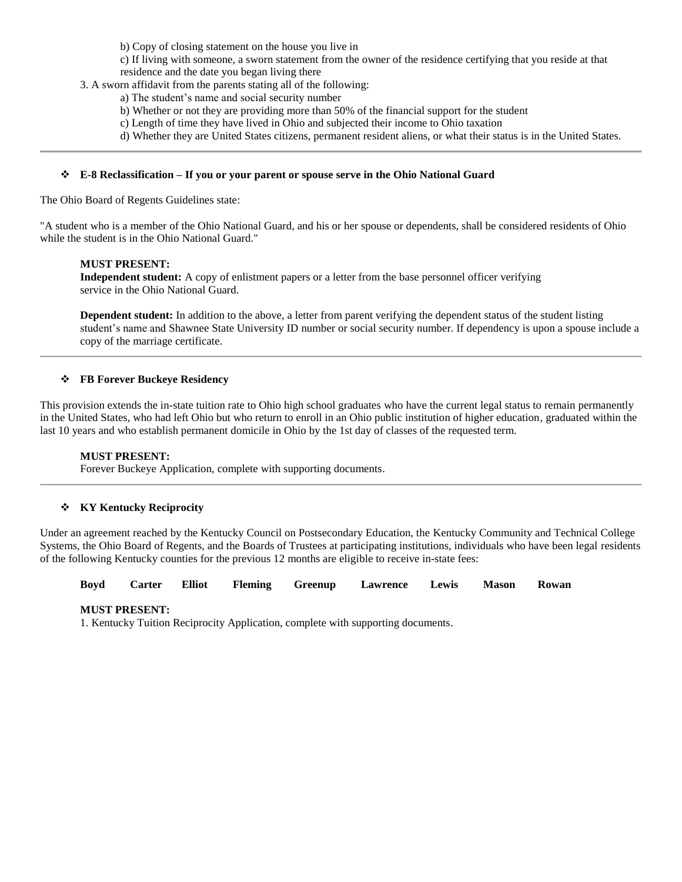b) Copy of closing statement on the house you live in
   c) If living with someone, a sworn statement from the owner of the residence certifying that you reside at that residence and the date you began living there

3. A sworn affidavit from the parents stating all of the following:
   a) The student's name and social security number
   b) Whether or not they are providing more than 50% of the financial support for the student
   c) Length of time they have lived in Ohio and subjected their income to Ohio taxation
   d) Whether they are United States citizens, permanent resident aliens, or what their status is in the United States.

---

### ❖ E-8 Reclassification – If you or your parent or spouse serve in the Ohio National Guard

The Ohio Board of Regents Guidelines state:

"A student who is a member of the Ohio National Guard, and his or her spouse or dependents, shall be considered residents of Ohio while the student is in the Ohio National Guard."

**MUST PRESENT:**
**Independent student:** A copy of enlistment papers or a letter from the base personnel officer verifying service in the Ohio National Guard.

**Dependent student:** In addition to the above, a letter from parent verifying the dependent status of the student listing student's name and Shawnee State University ID number or social security number. If dependency is upon a spouse include a copy of the marriage certificate.

---

### ❖ FB Forever Buckeye Residency

This provision extends the in-state tuition rate to Ohio high school graduates who have the current legal status to remain permanently in the United States, who had left Ohio but who return to enroll in an Ohio public institution of higher education, graduated within the last 10 years and who establish permanent domicile in Ohio by the 1st day of classes of the requested term.

**MUST PRESENT:**
Forever Buckeye Application, complete with supporting documents.

---

### ❖ KY Kentucky Reciprocity

Under an agreement reached by the Kentucky Council on Postsecondary Education, the Kentucky Community and Technical College Systems, the Ohio Board of Regents, and the Boards of Trustees at participating institutions, individuals who have been legal residents of the following Kentucky counties for the previous 12 months are eligible to receive in-state fees:

**Boyd  Carter  Elliot  Fleming  Greenup  Lawrence  Lewis  Mason  Rowan**

**MUST PRESENT:**
1. Kentucky Tuition Reciprocity Application, complete with supporting documents.